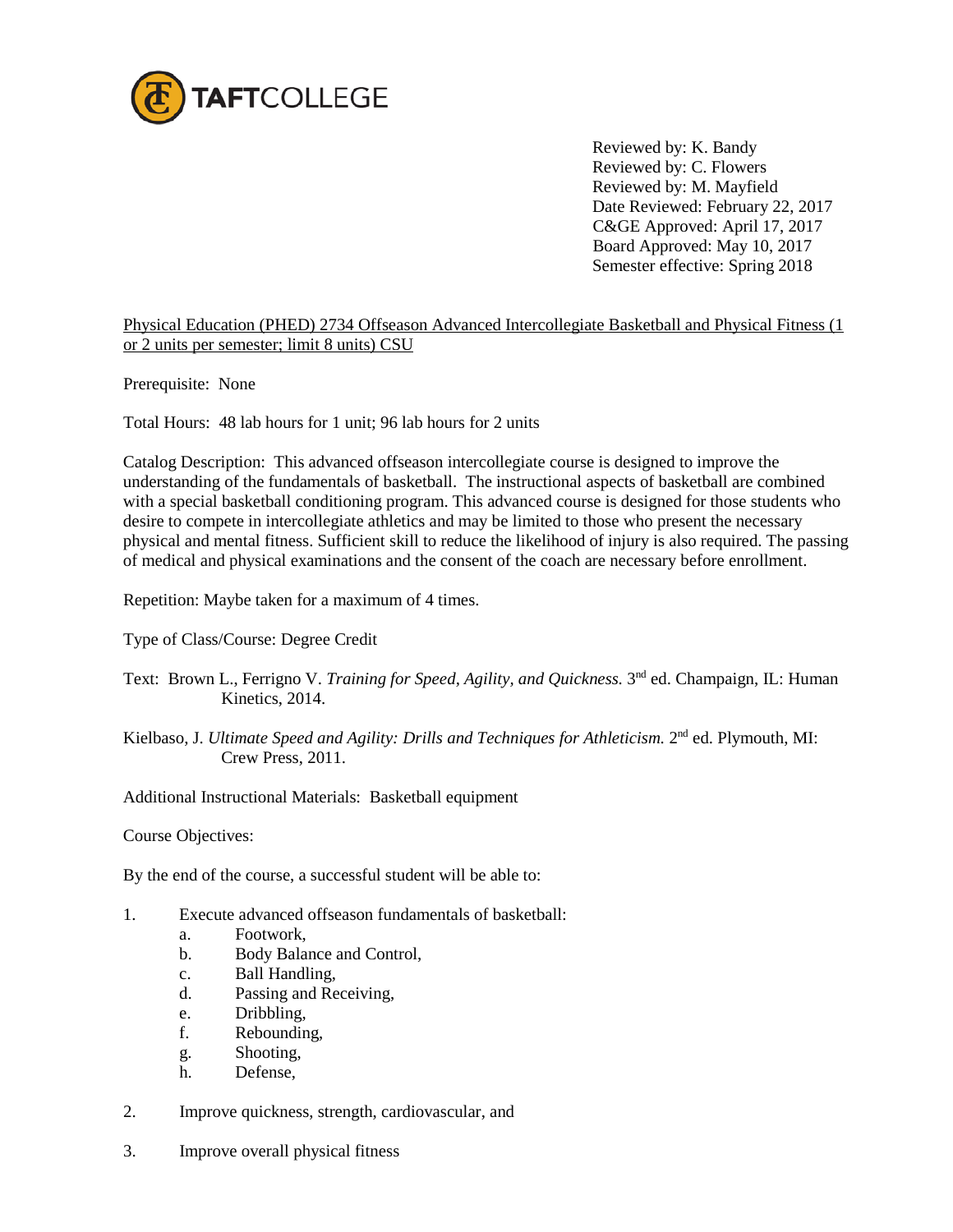TAFTCOLLEGE

Reviewed by: K. Bandy
Reviewed by: C. Flowers
Reviewed by: M. Mayfield
Date Reviewed: February 22, 2017
C&GE Approved: April 17, 2017
Board Approved: May 10, 2017
Semester effective: Spring 2018

Physical Education (PHED) 2734 Offseason Advanced Intercollegiate Basketball and Physical Fitness (1 or 2 units per semester; limit 8 units) CSU

Prerequisite: None

Total Hours: 48 lab hours for 1 unit; 96 lab hours for 2 units

Catalog Description: This advanced offseason intercollegiate course is designed to improve the understanding of the fundamentals of basketball. The instructional aspects of basketball are combined with a special basketball conditioning program. This advanced course is designed for those students who desire to compete in intercollegiate athletics and may be limited to those who present the necessary physical and mental fitness. Sufficient skill to reduce the likelihood of injury is also required. The passing of medical and physical examinations and the consent of the coach are necessary before enrollment.

Repetition: Maybe taken for a maximum of 4 times.

Type of Class/Course: Degree Credit

Text: Brown L., Ferrigno V. *Training for Speed, Agility, and Quickness.* 3rd ed. Champaign, IL: Human Kinetics, 2014.

Kielbaso, J. *Ultimate Speed and Agility: Drills and Techniques for Athleticism.* 2nd ed. Plymouth, MI: Crew Press, 2011.

Additional Instructional Materials: Basketball equipment

Course Objectives:

By the end of the course, a successful student will be able to:

1. Execute advanced offseason fundamentals of basketball:
   a. Footwork,
   b. Body Balance and Control,
   c. Ball Handling,
   d. Passing and Receiving,
   e. Dribbling,
   f. Rebounding,
   g. Shooting,
   h. Defense,

2. Improve quickness, strength, cardiovascular, and

3. Improve overall physical fitness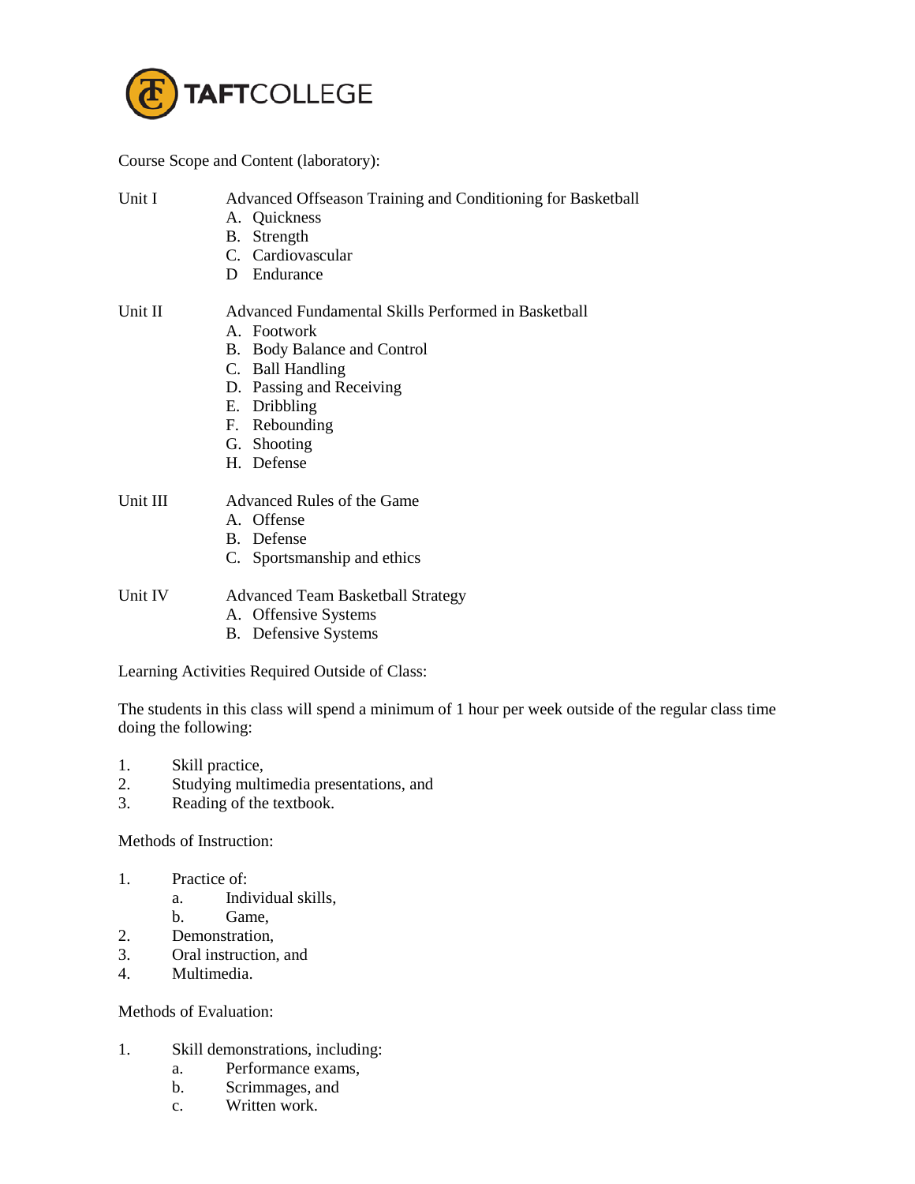Course Scope and Content (laboratory):

Unit I — Advanced Offseason Training and Conditioning for Basketball

A. Quickness
B. Strength
C. Cardiovascular
D Endurance

Unit II — Advanced Fundamental Skills Performed in Basketball

A. Footwork
B. Body Balance and Control
C. Ball Handling
D. Passing and Receiving
E. Dribbling
F. Rebounding
G. Shooting
H. Defense

Unit III — Advanced Rules of the Game

A. Offense
B. Defense
C. Sportsmanship and ethics

Unit IV — Advanced Team Basketball Strategy

A. Offensive Systems
B. Defensive Systems

Learning Activities Required Outside of Class:

The students in this class will spend a minimum of 1 hour per week outside of the regular class time doing the following:

1. Skill practice,
2. Studying multimedia presentations, and
3. Reading of the textbook.

Methods of Instruction:

1. Practice of:
   a. Individual skills,
   b. Game,
2. Demonstration,
3. Oral instruction, and
4. Multimedia.

Methods of Evaluation:

1. Skill demonstrations, including:
   a. Performance exams,
   b. Scrimmages, and
   c. Written work.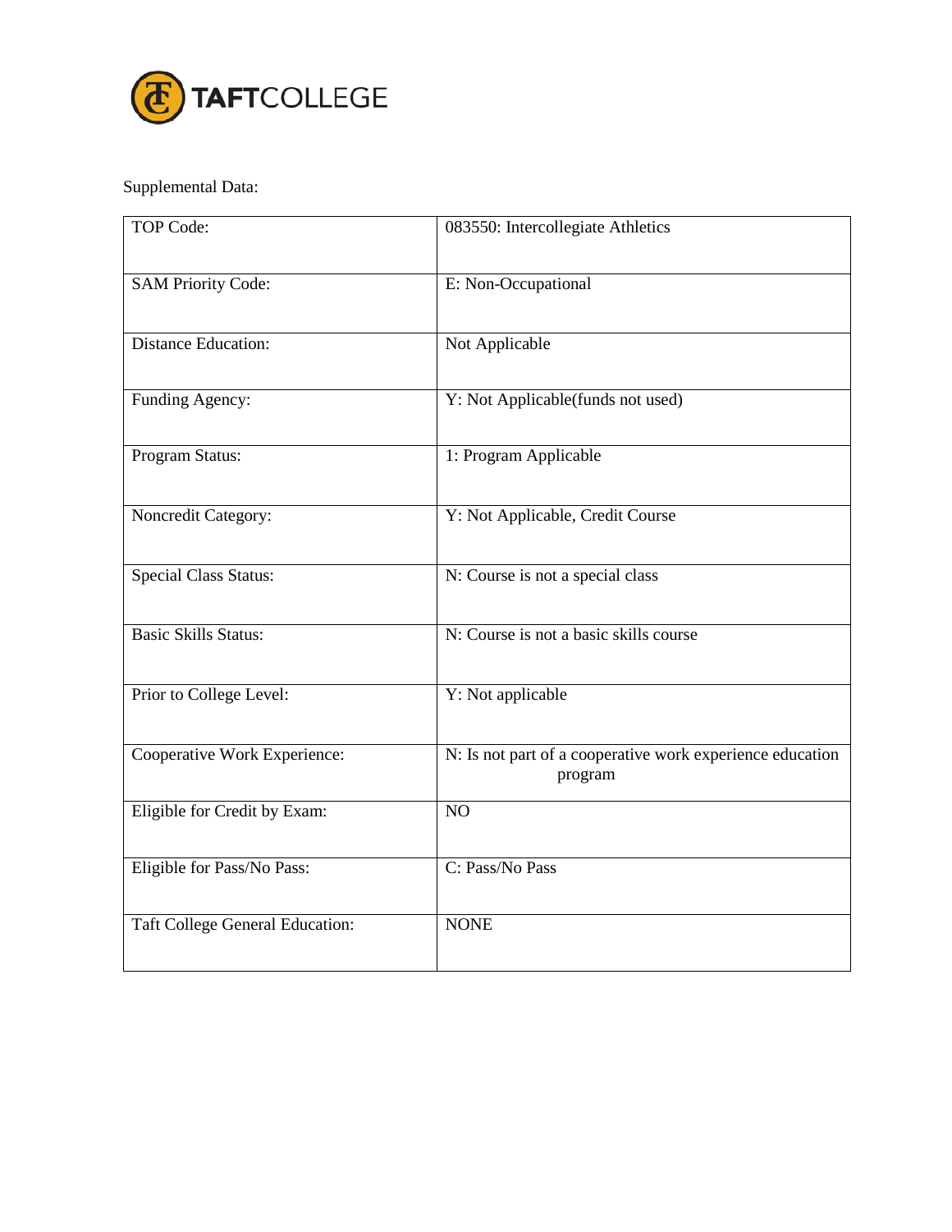Supplemental Data:

| | |
|---|---|
| TOP Code: | 083550: Intercollegiate Athletics |
| SAM Priority Code: | E: Non-Occupational |
| Distance Education: | Not Applicable |
| Funding Agency: | Y: Not Applicable(funds not used) |
| Program Status: | 1: Program Applicable |
| Noncredit Category: | Y: Not Applicable, Credit Course |
| Special Class Status: | N: Course is not a special class |
| Basic Skills Status: | N: Course is not a basic skills course |
| Prior to College Level: | Y: Not applicable |
| Cooperative Work Experience: | N: Is not part of a cooperative work experience education program |
| Eligible for Credit by Exam: | NO |
| Eligible for Pass/No Pass: | C: Pass/No Pass |
| Taft College General Education: | NONE |